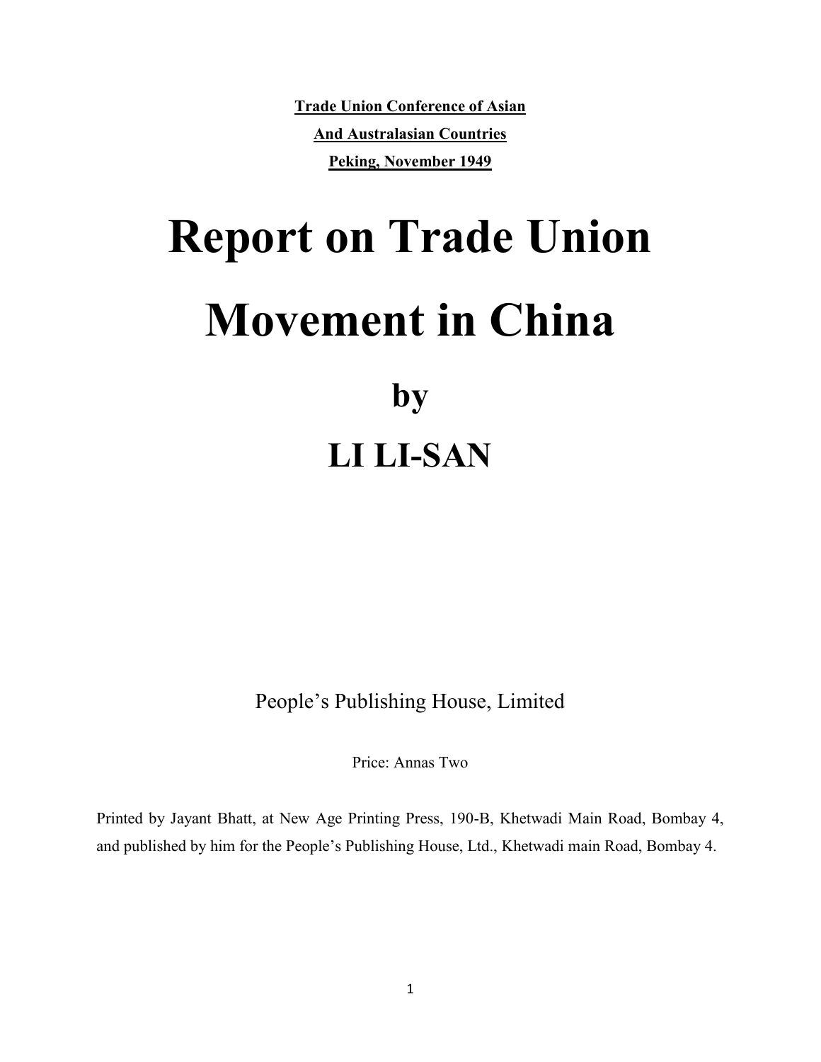**Trade Union Conference of Asian**

**And Australasian Countries**

**Peking, November 1949**

# Report on Trade Union Movement in China

## by

## LI LI-SAN

People's Publishing House, Limited

Price: Annas Two

Printed by Jayant Bhatt, at New Age Printing Press, 190-B, Khetwadi Main Road, Bombay 4, and published by him for the People's Publishing House, Ltd., Khetwadi main Road, Bombay 4.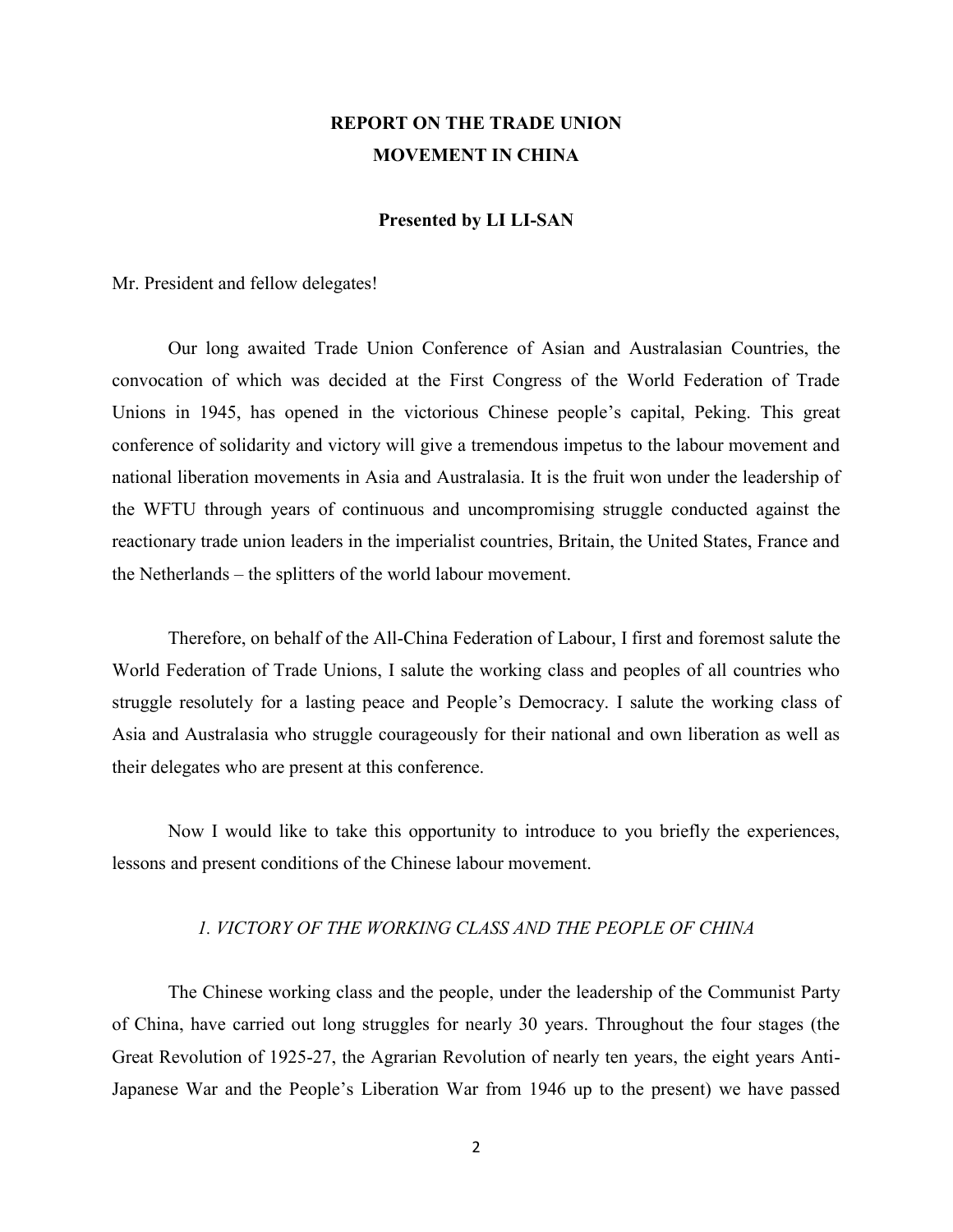# REPORT ON THE TRADE UNION MOVEMENT IN CHINA

**Presented by LI LI-SAN**

Mr. President and fellow delegates!

Our long awaited Trade Union Conference of Asian and Australasian Countries, the convocation of which was decided at the First Congress of the World Federation of Trade Unions in 1945, has opened in the victorious Chinese people's capital, Peking. This great conference of solidarity and victory will give a tremendous impetus to the labour movement and national liberation movements in Asia and Australasia. It is the fruit won under the leadership of the WFTU through years of continuous and uncompromising struggle conducted against the reactionary trade union leaders in the imperialist countries, Britain, the United States, France and the Netherlands – the splitters of the world labour movement.

Therefore, on behalf of the All-China Federation of Labour, I first and foremost salute the World Federation of Trade Unions, I salute the working class and peoples of all countries who struggle resolutely for a lasting peace and People's Democracy. I salute the working class of Asia and Australasia who struggle courageously for their national and own liberation as well as their delegates who are present at this conference.

Now I would like to take this opportunity to introduce to you briefly the experiences, lessons and present conditions of the Chinese labour movement.

## *1. VICTORY OF THE WORKING CLASS AND THE PEOPLE OF CHINA*

The Chinese working class and the people, under the leadership of the Communist Party of China, have carried out long struggles for nearly 30 years. Throughout the four stages (the Great Revolution of 1925-27, the Agrarian Revolution of nearly ten years, the eight years Anti-Japanese War and the People's Liberation War from 1946 up to the present) we have passed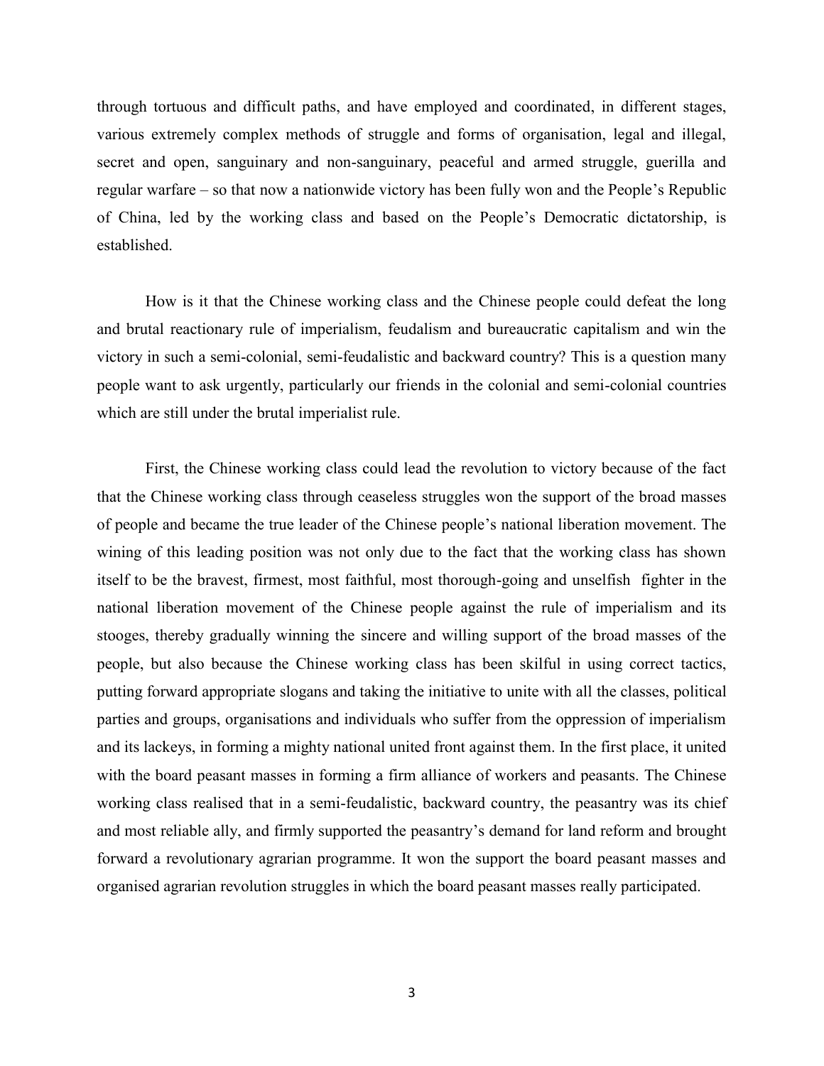through tortuous and difficult paths, and have employed and coordinated, in different stages, various extremely complex methods of struggle and forms of organisation, legal and illegal, secret and open, sanguinary and non-sanguinary, peaceful and armed struggle, guerilla and regular warfare – so that now a nationwide victory has been fully won and the People's Republic of China, led by the working class and based on the People's Democratic dictatorship, is established.

How is it that the Chinese working class and the Chinese people could defeat the long and brutal reactionary rule of imperialism, feudalism and bureaucratic capitalism and win the victory in such a semi-colonial, semi-feudalistic and backward country? This is a question many people want to ask urgently, particularly our friends in the colonial and semi-colonial countries which are still under the brutal imperialist rule.

First, the Chinese working class could lead the revolution to victory because of the fact that the Chinese working class through ceaseless struggles won the support of the broad masses of people and became the true leader of the Chinese people's national liberation movement. The wining of this leading position was not only due to the fact that the working class has shown itself to be the bravest, firmest, most faithful, most thorough-going and unselfish fighter in the national liberation movement of the Chinese people against the rule of imperialism and its stooges, thereby gradually winning the sincere and willing support of the broad masses of the people, but also because the Chinese working class has been skilful in using correct tactics, putting forward appropriate slogans and taking the initiative to unite with all the classes, political parties and groups, organisations and individuals who suffer from the oppression of imperialism and its lackeys, in forming a mighty national united front against them. In the first place, it united with the board peasant masses in forming a firm alliance of workers and peasants. The Chinese working class realised that in a semi-feudalistic, backward country, the peasantry was its chief and most reliable ally, and firmly supported the peasantry's demand for land reform and brought forward a revolutionary agrarian programme. It won the support the board peasant masses and organised agrarian revolution struggles in which the board peasant masses really participated.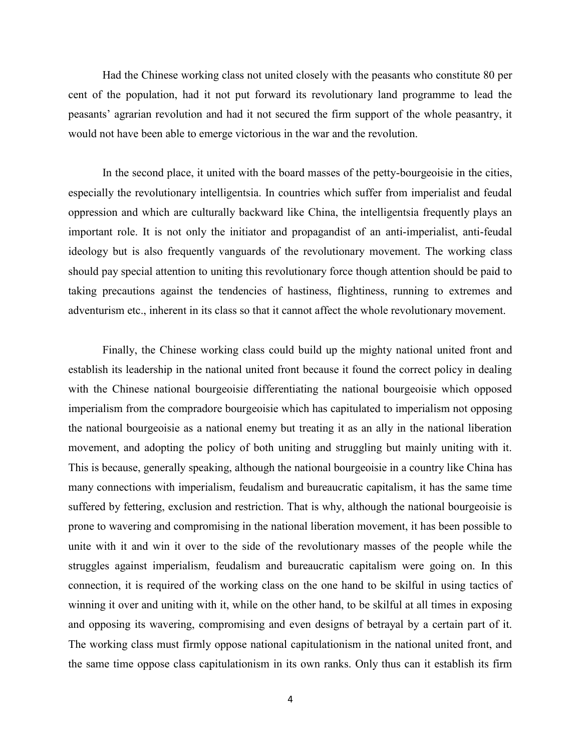Had the Chinese working class not united closely with the peasants who constitute 80 per cent of the population, had it not put forward its revolutionary land programme to lead the peasants' agrarian revolution and had it not secured the firm support of the whole peasantry, it would not have been able to emerge victorious in the war and the revolution.

In the second place, it united with the board masses of the petty-bourgeoisie in the cities, especially the revolutionary intelligentsia. In countries which suffer from imperialist and feudal oppression and which are culturally backward like China, the intelligentsia frequently plays an important role. It is not only the initiator and propagandist of an anti-imperialist, anti-feudal ideology but is also frequently vanguards of the revolutionary movement. The working class should pay special attention to uniting this revolutionary force though attention should be paid to taking precautions against the tendencies of hastiness, flightiness, running to extremes and adventurism etc., inherent in its class so that it cannot affect the whole revolutionary movement.

Finally, the Chinese working class could build up the mighty national united front and establish its leadership in the national united front because it found the correct policy in dealing with the Chinese national bourgeoisie differentiating the national bourgeoisie which opposed imperialism from the compradore bourgeoisie which has capitulated to imperialism not opposing the national bourgeoisie as a national enemy but treating it as an ally in the national liberation movement, and adopting the policy of both uniting and struggling but mainly uniting with it. This is because, generally speaking, although the national bourgeoisie in a country like China has many connections with imperialism, feudalism and bureaucratic capitalism, it has the same time suffered by fettering, exclusion and restriction. That is why, although the national bourgeoisie is prone to wavering and compromising in the national liberation movement, it has been possible to unite with it and win it over to the side of the revolutionary masses of the people while the struggles against imperialism, feudalism and bureaucratic capitalism were going on. In this connection, it is required of the working class on the one hand to be skilful in using tactics of winning it over and uniting with it, while on the other hand, to be skilful at all times in exposing and opposing its wavering, compromising and even designs of betrayal by a certain part of it. The working class must firmly oppose national capitulationism in the national united front, and the same time oppose class capitulationism in its own ranks. Only thus can it establish its firm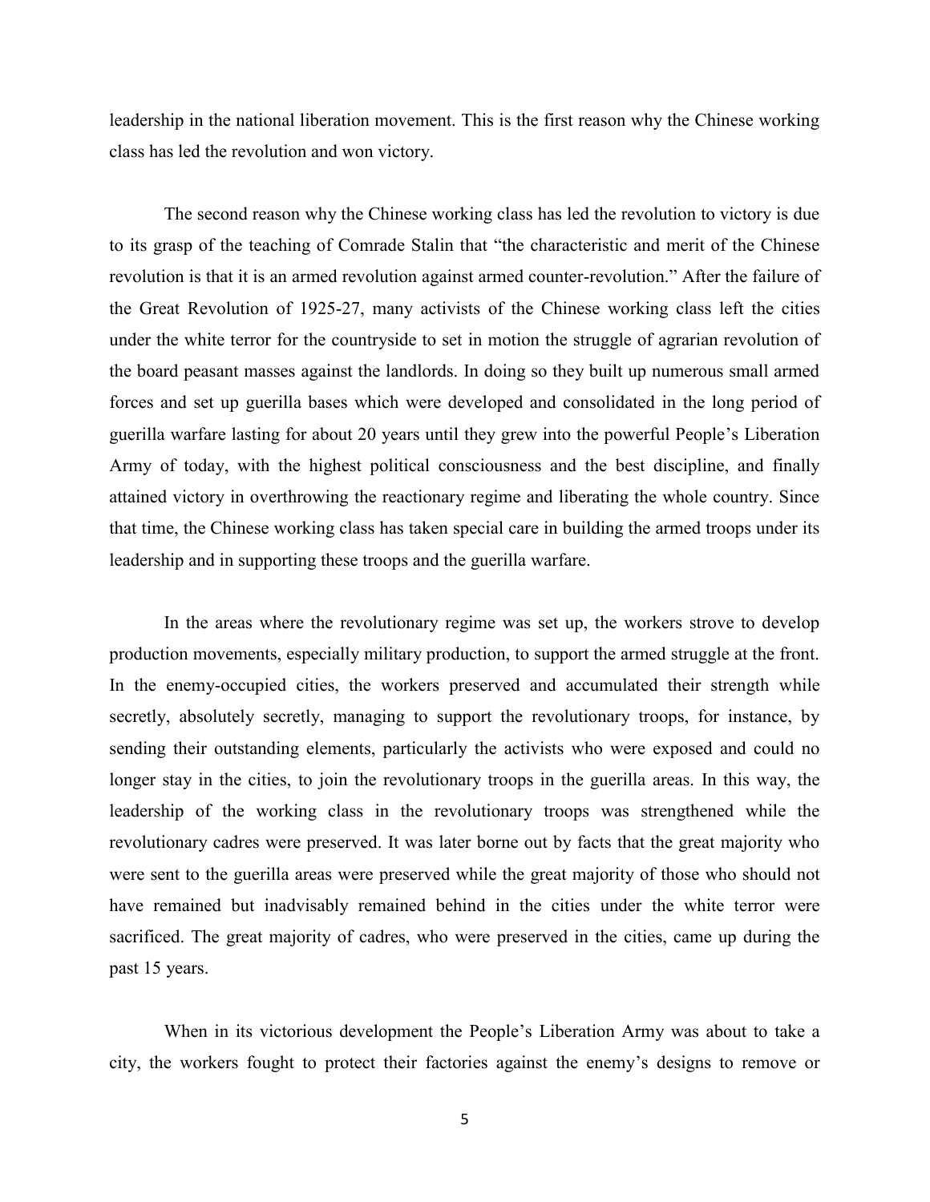leadership in the national liberation movement. This is the first reason why the Chinese working class has led the revolution and won victory.

The second reason why the Chinese working class has led the revolution to victory is due to its grasp of the teaching of Comrade Stalin that "the characteristic and merit of the Chinese revolution is that it is an armed revolution against armed counter-revolution." After the failure of the Great Revolution of 1925-27, many activists of the Chinese working class left the cities under the white terror for the countryside to set in motion the struggle of agrarian revolution of the board peasant masses against the landlords. In doing so they built up numerous small armed forces and set up guerilla bases which were developed and consolidated in the long period of guerilla warfare lasting for about 20 years until they grew into the powerful People's Liberation Army of today, with the highest political consciousness and the best discipline, and finally attained victory in overthrowing the reactionary regime and liberating the whole country. Since that time, the Chinese working class has taken special care in building the armed troops under its leadership and in supporting these troops and the guerilla warfare.

In the areas where the revolutionary regime was set up, the workers strove to develop production movements, especially military production, to support the armed struggle at the front. In the enemy-occupied cities, the workers preserved and accumulated their strength while secretly, absolutely secretly, managing to support the revolutionary troops, for instance, by sending their outstanding elements, particularly the activists who were exposed and could no longer stay in the cities, to join the revolutionary troops in the guerilla areas. In this way, the leadership of the working class in the revolutionary troops was strengthened while the revolutionary cadres were preserved. It was later borne out by facts that the great majority who were sent to the guerilla areas were preserved while the great majority of those who should not have remained but inadvisably remained behind in the cities under the white terror were sacrificed. The great majority of cadres, who were preserved in the cities, came up during the past 15 years.

When in its victorious development the People's Liberation Army was about to take a city, the workers fought to protect their factories against the enemy's designs to remove or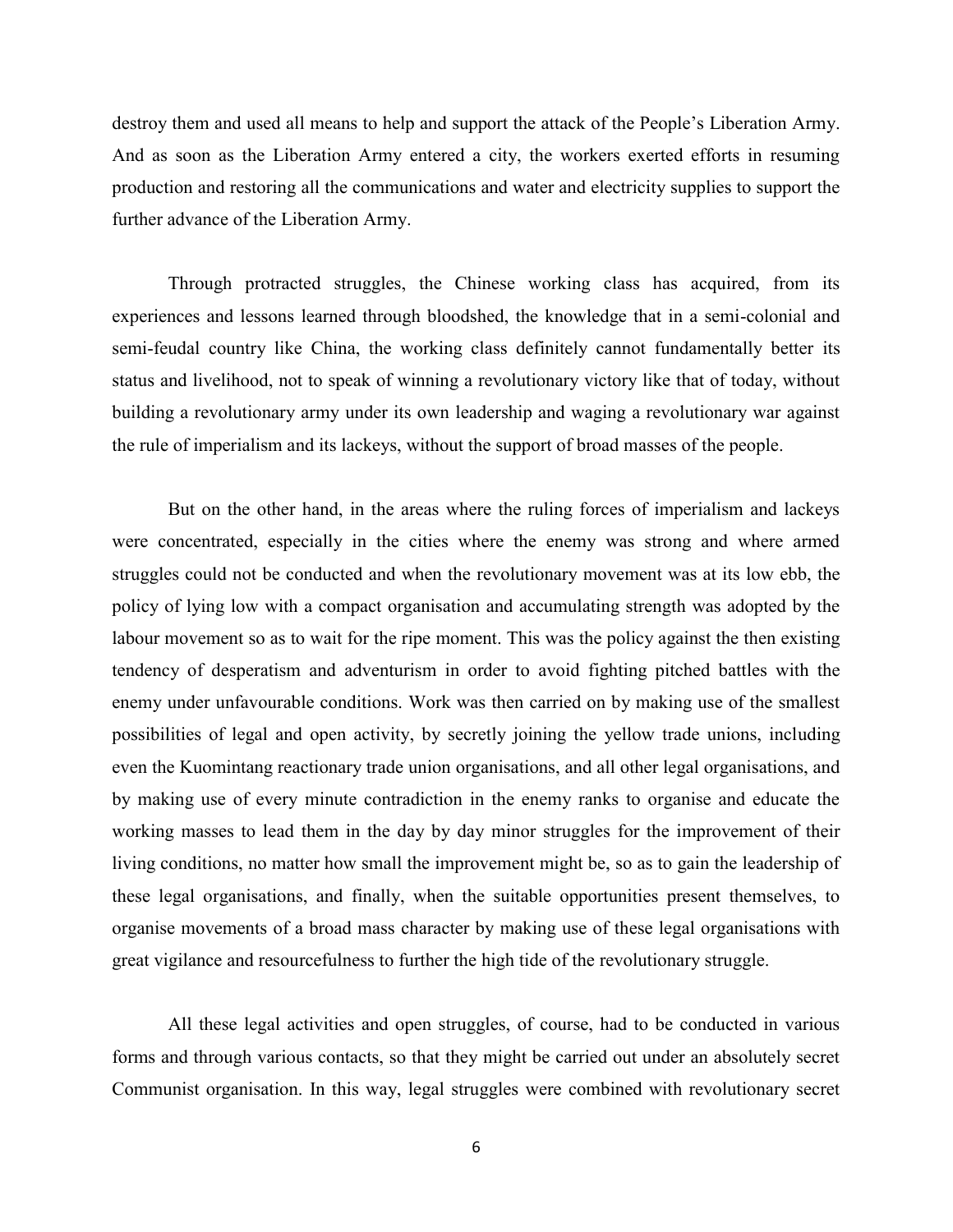destroy them and used all means to help and support the attack of the People's Liberation Army. And as soon as the Liberation Army entered a city, the workers exerted efforts in resuming production and restoring all the communications and water and electricity supplies to support the further advance of the Liberation Army.

Through protracted struggles, the Chinese working class has acquired, from its experiences and lessons learned through bloodshed, the knowledge that in a semi-colonial and semi-feudal country like China, the working class definitely cannot fundamentally better its status and livelihood, not to speak of winning a revolutionary victory like that of today, without building a revolutionary army under its own leadership and waging a revolutionary war against the rule of imperialism and its lackeys, without the support of broad masses of the people.

But on the other hand, in the areas where the ruling forces of imperialism and lackeys were concentrated, especially in the cities where the enemy was strong and where armed struggles could not be conducted and when the revolutionary movement was at its low ebb, the policy of lying low with a compact organisation and accumulating strength was adopted by the labour movement so as to wait for the ripe moment. This was the policy against the then existing tendency of desperatism and adventurism in order to avoid fighting pitched battles with the enemy under unfavourable conditions. Work was then carried on by making use of the smallest possibilities of legal and open activity, by secretly joining the yellow trade unions, including even the Kuomintang reactionary trade union organisations, and all other legal organisations, and by making use of every minute contradiction in the enemy ranks to organise and educate the working masses to lead them in the day by day minor struggles for the improvement of their living conditions, no matter how small the improvement might be, so as to gain the leadership of these legal organisations, and finally, when the suitable opportunities present themselves, to organise movements of a broad mass character by making use of these legal organisations with great vigilance and resourcefulness to further the high tide of the revolutionary struggle.

All these legal activities and open struggles, of course, had to be conducted in various forms and through various contacts, so that they might be carried out under an absolutely secret Communist organisation. In this way, legal struggles were combined with revolutionary secret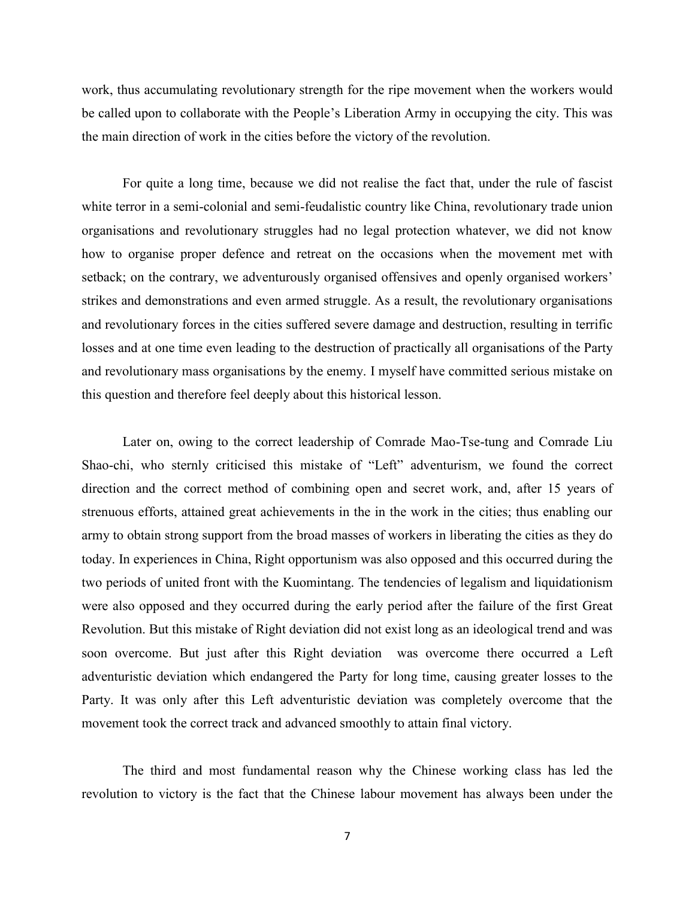work, thus accumulating revolutionary strength for the ripe movement when the workers would be called upon to collaborate with the People's Liberation Army in occupying the city. This was the main direction of work in the cities before the victory of the revolution.

For quite a long time, because we did not realise the fact that, under the rule of fascist white terror in a semi-colonial and semi-feudalistic country like China, revolutionary trade union organisations and revolutionary struggles had no legal protection whatever, we did not know how to organise proper defence and retreat on the occasions when the movement met with setback; on the contrary, we adventurously organised offensives and openly organised workers' strikes and demonstrations and even armed struggle. As a result, the revolutionary organisations and revolutionary forces in the cities suffered severe damage and destruction, resulting in terrific losses and at one time even leading to the destruction of practically all organisations of the Party and revolutionary mass organisations by the enemy. I myself have committed serious mistake on this question and therefore feel deeply about this historical lesson.

Later on, owing to the correct leadership of Comrade Mao-Tse-tung and Comrade Liu Shao-chi, who sternly criticised this mistake of "Left" adventurism, we found the correct direction and the correct method of combining open and secret work, and, after 15 years of strenuous efforts, attained great achievements in the in the work in the cities; thus enabling our army to obtain strong support from the broad masses of workers in liberating the cities as they do today. In experiences in China, Right opportunism was also opposed and this occurred during the two periods of united front with the Kuomintang. The tendencies of legalism and liquidationism were also opposed and they occurred during the early period after the failure of the first Great Revolution. But this mistake of Right deviation did not exist long as an ideological trend and was soon overcome. But just after this Right deviation was overcome there occurred a Left adventuristic deviation which endangered the Party for long time, causing greater losses to the Party. It was only after this Left adventuristic deviation was completely overcome that the movement took the correct track and advanced smoothly to attain final victory.

The third and most fundamental reason why the Chinese working class has led the revolution to victory is the fact that the Chinese labour movement has always been under the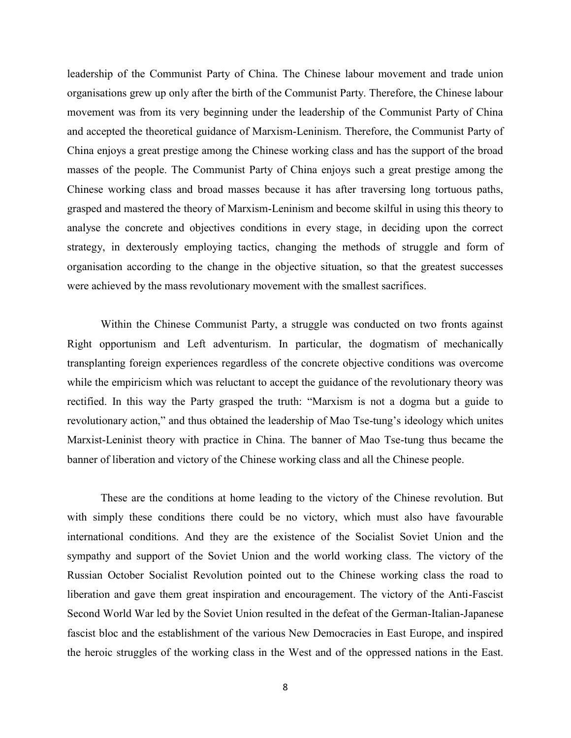leadership of the Communist Party of China. The Chinese labour movement and trade union organisations grew up only after the birth of the Communist Party. Therefore, the Chinese labour movement was from its very beginning under the leadership of the Communist Party of China and accepted the theoretical guidance of Marxism-Leninism. Therefore, the Communist Party of China enjoys a great prestige among the Chinese working class and has the support of the broad masses of the people. The Communist Party of China enjoys such a great prestige among the Chinese working class and broad masses because it has after traversing long tortuous paths, grasped and mastered the theory of Marxism-Leninism and become skilful in using this theory to analyse the concrete and objectives conditions in every stage, in deciding upon the correct strategy, in dexterously employing tactics, changing the methods of struggle and form of organisation according to the change in the objective situation, so that the greatest successes were achieved by the mass revolutionary movement with the smallest sacrifices.

Within the Chinese Communist Party, a struggle was conducted on two fronts against Right opportunism and Left adventurism. In particular, the dogmatism of mechanically transplanting foreign experiences regardless of the concrete objective conditions was overcome while the empiricism which was reluctant to accept the guidance of the revolutionary theory was rectified. In this way the Party grasped the truth: "Marxism is not a dogma but a guide to revolutionary action," and thus obtained the leadership of Mao Tse-tung's ideology which unites Marxist-Leninist theory with practice in China. The banner of Mao Tse-tung thus became the banner of liberation and victory of the Chinese working class and all the Chinese people.

These are the conditions at home leading to the victory of the Chinese revolution. But with simply these conditions there could be no victory, which must also have favourable international conditions. And they are the existence of the Socialist Soviet Union and the sympathy and support of the Soviet Union and the world working class. The victory of the Russian October Socialist Revolution pointed out to the Chinese working class the road to liberation and gave them great inspiration and encouragement. The victory of the Anti-Fascist Second World War led by the Soviet Union resulted in the defeat of the German-Italian-Japanese fascist bloc and the establishment of the various New Democracies in East Europe, and inspired the heroic struggles of the working class in the West and of the oppressed nations in the East.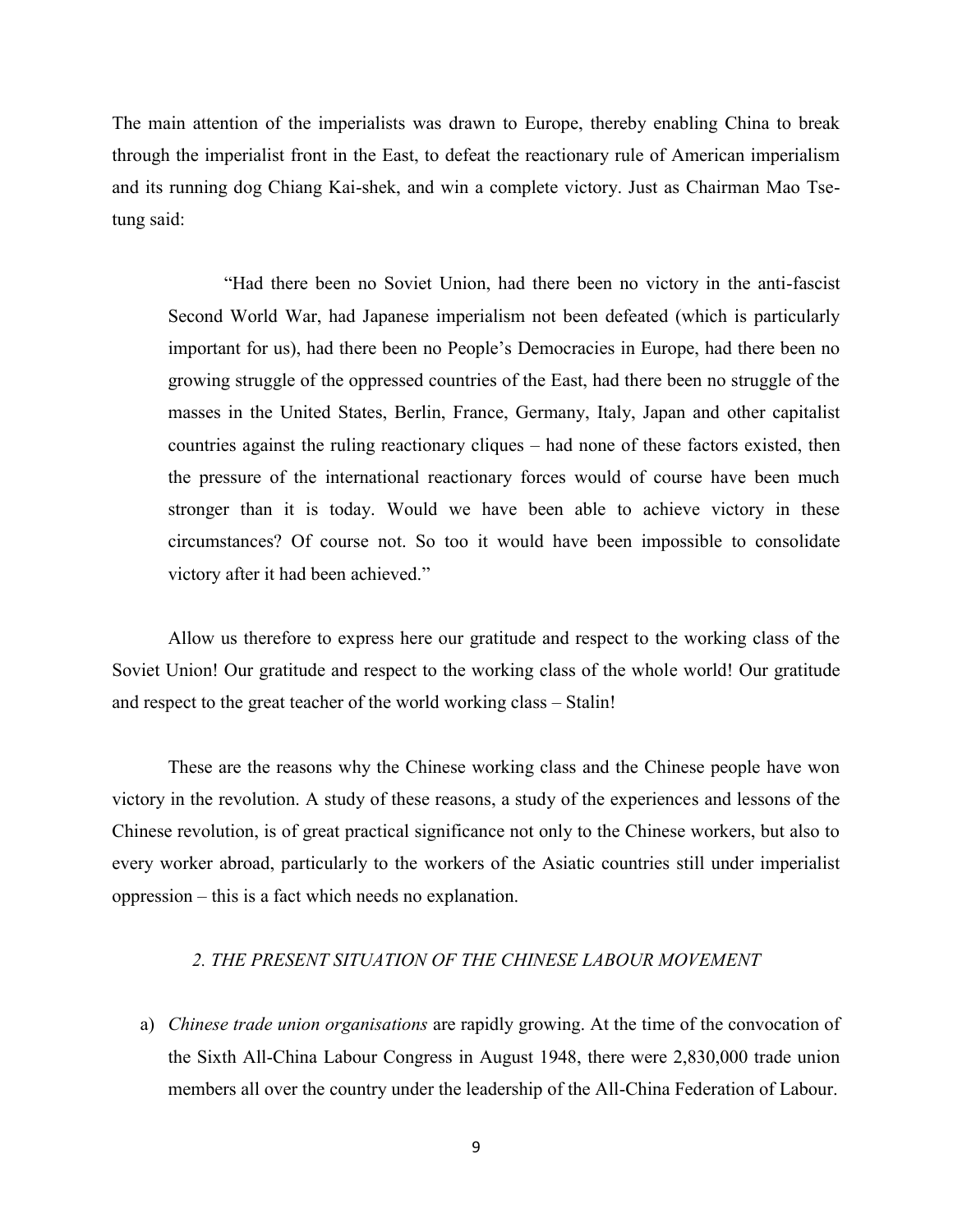The main attention of the imperialists was drawn to Europe, thereby enabling China to break through the imperialist front in the East, to defeat the reactionary rule of American imperialism and its running dog Chiang Kai-shek, and win a complete victory. Just as Chairman Mao Tse-tung said:

> "Had there been no Soviet Union, had there been no victory in the anti-fascist Second World War, had Japanese imperialism not been defeated (which is particularly important for us), had there been no People's Democracies in Europe, had there been no growing struggle of the oppressed countries of the East, had there been no struggle of the masses in the United States, Berlin, France, Germany, Italy, Japan and other capitalist countries against the ruling reactionary cliques – had none of these factors existed, then the pressure of the international reactionary forces would of course have been much stronger than it is today. Would we have been able to achieve victory in these circumstances? Of course not. So too it would have been impossible to consolidate victory after it had been achieved."

Allow us therefore to express here our gratitude and respect to the working class of the Soviet Union! Our gratitude and respect to the working class of the whole world! Our gratitude and respect to the great teacher of the world working class – Stalin!

These are the reasons why the Chinese working class and the Chinese people have won victory in the revolution. A study of these reasons, a study of the experiences and lessons of the Chinese revolution, is of great practical significance not only to the Chinese workers, but also to every worker abroad, particularly to the workers of the Asiatic countries still under imperialist oppression – this is a fact which needs no explanation.

### *2. THE PRESENT SITUATION OF THE CHINESE LABOUR MOVEMENT*

a) *Chinese trade union organisations* are rapidly growing. At the time of the convocation of the Sixth All-China Labour Congress in August 1948, there were 2,830,000 trade union members all over the country under the leadership of the All-China Federation of Labour.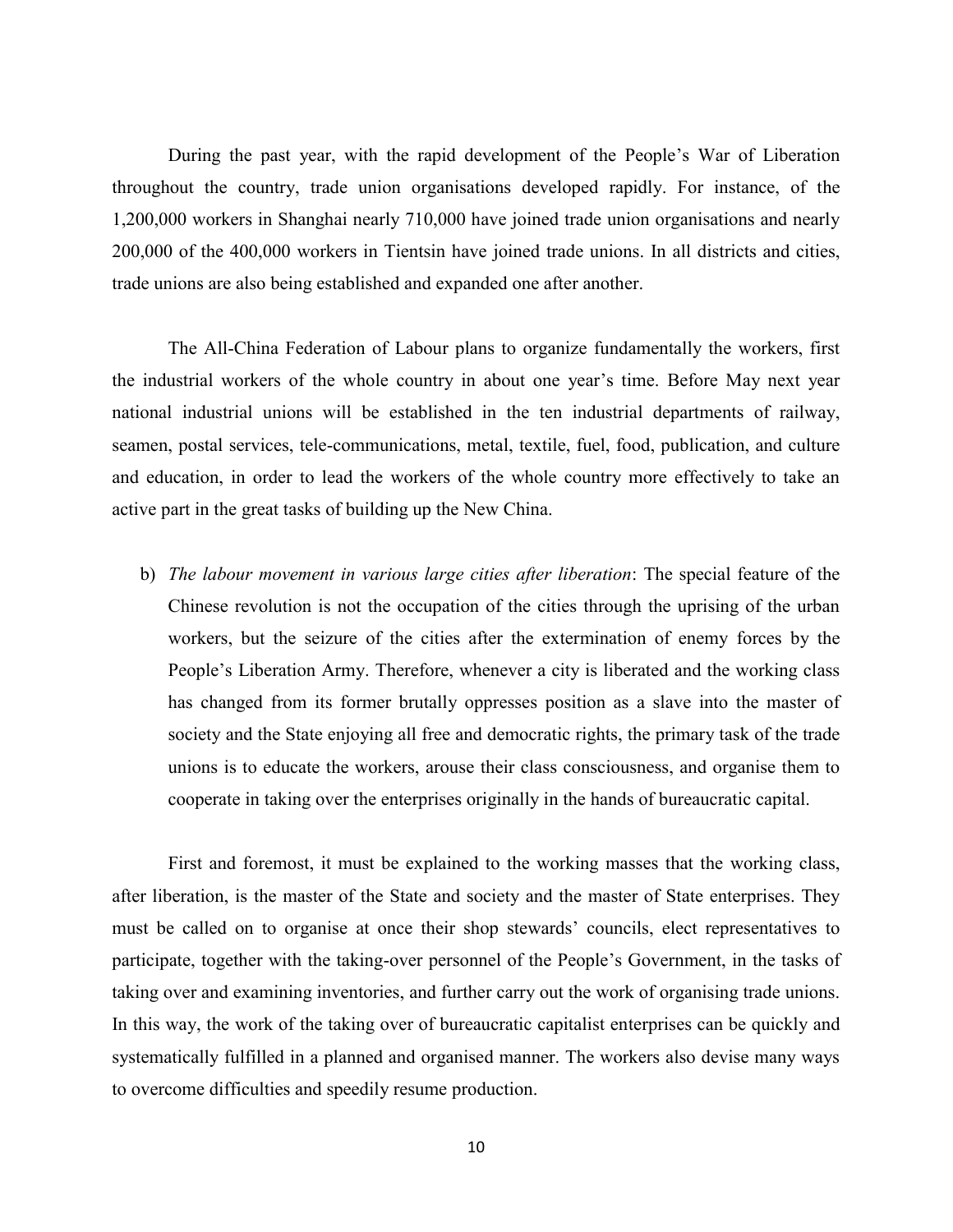During the past year, with the rapid development of the People's War of Liberation throughout the country, trade union organisations developed rapidly. For instance, of the 1,200,000 workers in Shanghai nearly 710,000 have joined trade union organisations and nearly 200,000 of the 400,000 workers in Tientsin have joined trade unions. In all districts and cities, trade unions are also being established and expanded one after another.

The All-China Federation of Labour plans to organize fundamentally the workers, first the industrial workers of the whole country in about one year's time. Before May next year national industrial unions will be established in the ten industrial departments of railway, seamen, postal services, tele-communications, metal, textile, fuel, food, publication, and culture and education, in order to lead the workers of the whole country more effectively to take an active part in the great tasks of building up the New China.

b) *The labour movement in various large cities after liberation*: The special feature of the Chinese revolution is not the occupation of the cities through the uprising of the urban workers, but the seizure of the cities after the extermination of enemy forces by the People's Liberation Army. Therefore, whenever a city is liberated and the working class has changed from its former brutally oppresses position as a slave into the master of society and the State enjoying all free and democratic rights, the primary task of the trade unions is to educate the workers, arouse their class consciousness, and organise them to cooperate in taking over the enterprises originally in the hands of bureaucratic capital.

First and foremost, it must be explained to the working masses that the working class, after liberation, is the master of the State and society and the master of State enterprises. They must be called on to organise at once their shop stewards' councils, elect representatives to participate, together with the taking-over personnel of the People's Government, in the tasks of taking over and examining inventories, and further carry out the work of organising trade unions. In this way, the work of the taking over of bureaucratic capitalist enterprises can be quickly and systematically fulfilled in a planned and organised manner. The workers also devise many ways to overcome difficulties and speedily resume production.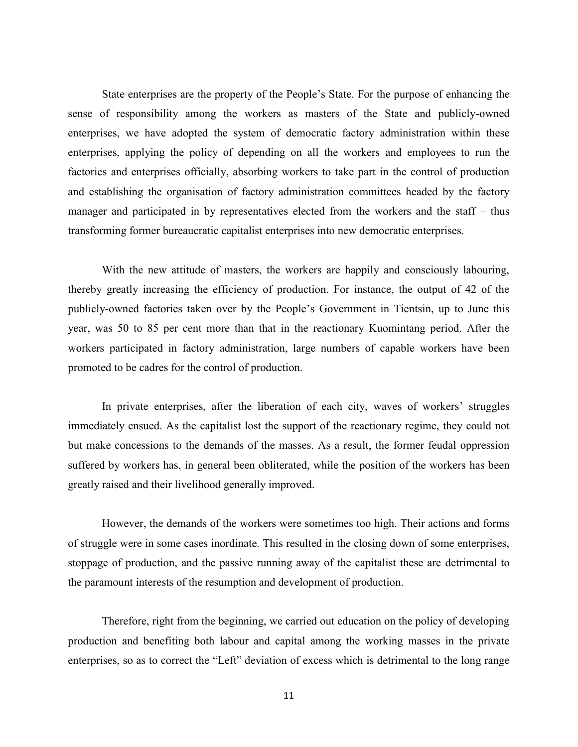State enterprises are the property of the People's State. For the purpose of enhancing the sense of responsibility among the workers as masters of the State and publicly-owned enterprises, we have adopted the system of democratic factory administration within these enterprises, applying the policy of depending on all the workers and employees to run the factories and enterprises officially, absorbing workers to take part in the control of production and establishing the organisation of factory administration committees headed by the factory manager and participated in by representatives elected from the workers and the staff – thus transforming former bureaucratic capitalist enterprises into new democratic enterprises.

With the new attitude of masters, the workers are happily and consciously labouring, thereby greatly increasing the efficiency of production. For instance, the output of 42 of the publicly-owned factories taken over by the People's Government in Tientsin, up to June this year, was 50 to 85 per cent more than that in the reactionary Kuomintang period. After the workers participated in factory administration, large numbers of capable workers have been promoted to be cadres for the control of production.

In private enterprises, after the liberation of each city, waves of workers' struggles immediately ensued. As the capitalist lost the support of the reactionary regime, they could not but make concessions to the demands of the masses. As a result, the former feudal oppression suffered by workers has, in general been obliterated, while the position of the workers has been greatly raised and their livelihood generally improved.

However, the demands of the workers were sometimes too high. Their actions and forms of struggle were in some cases inordinate. This resulted in the closing down of some enterprises, stoppage of production, and the passive running away of the capitalist these are detrimental to the paramount interests of the resumption and development of production.

Therefore, right from the beginning, we carried out education on the policy of developing production and benefiting both labour and capital among the working masses in the private enterprises, so as to correct the "Left" deviation of excess which is detrimental to the long range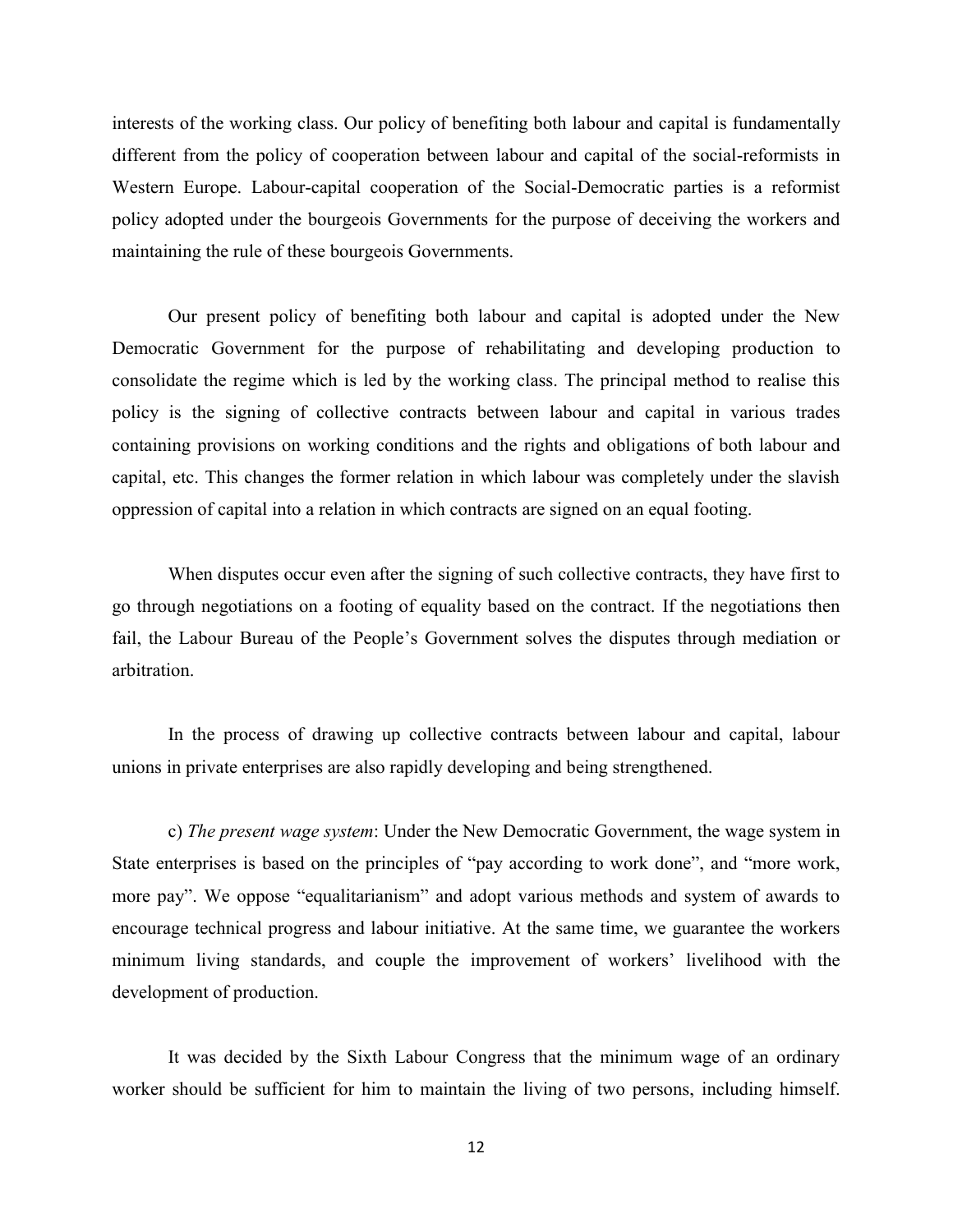interests of the working class. Our policy of benefiting both labour and capital is fundamentally different from the policy of cooperation between labour and capital of the social-reformists in Western Europe. Labour-capital cooperation of the Social-Democratic parties is a reformist policy adopted under the bourgeois Governments for the purpose of deceiving the workers and maintaining the rule of these bourgeois Governments.

Our present policy of benefiting both labour and capital is adopted under the New Democratic Government for the purpose of rehabilitating and developing production to consolidate the regime which is led by the working class. The principal method to realise this policy is the signing of collective contracts between labour and capital in various trades containing provisions on working conditions and the rights and obligations of both labour and capital, etc. This changes the former relation in which labour was completely under the slavish oppression of capital into a relation in which contracts are signed on an equal footing.

When disputes occur even after the signing of such collective contracts, they have first to go through negotiations on a footing of equality based on the contract. If the negotiations then fail, the Labour Bureau of the People's Government solves the disputes through mediation or arbitration.

In the process of drawing up collective contracts between labour and capital, labour unions in private enterprises are also rapidly developing and being strengthened.

c) *The present wage system*: Under the New Democratic Government, the wage system in State enterprises is based on the principles of "pay according to work done", and "more work, more pay". We oppose "equalitarianism" and adopt various methods and system of awards to encourage technical progress and labour initiative. At the same time, we guarantee the workers minimum living standards, and couple the improvement of workers' livelihood with the development of production.

It was decided by the Sixth Labour Congress that the minimum wage of an ordinary worker should be sufficient for him to maintain the living of two persons, including himself.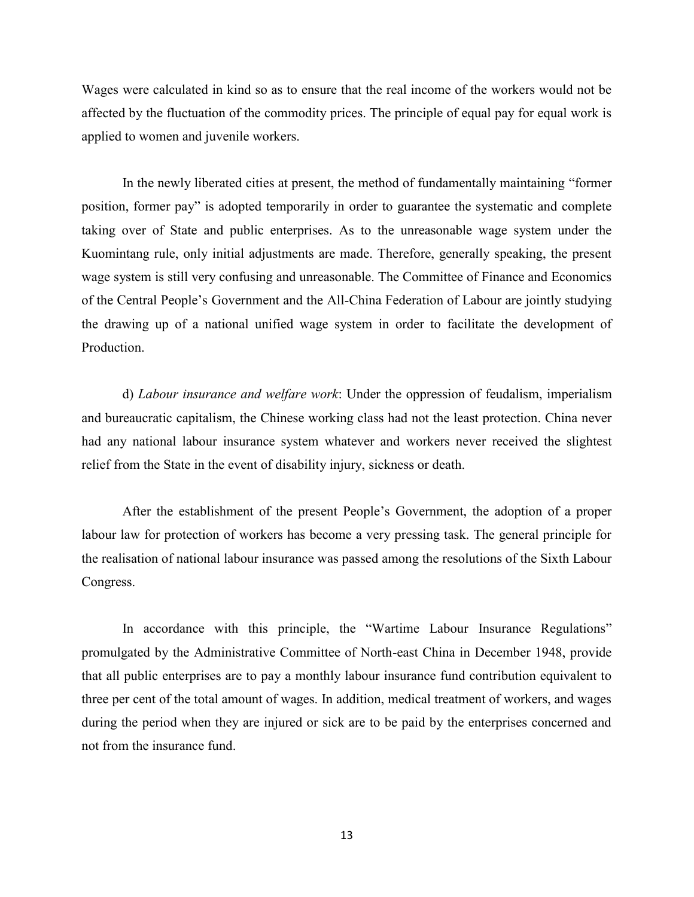Wages were calculated in kind so as to ensure that the real income of the workers would not be affected by the fluctuation of the commodity prices. The principle of equal pay for equal work is applied to women and juvenile workers.

In the newly liberated cities at present, the method of fundamentally maintaining "former position, former pay" is adopted temporarily in order to guarantee the systematic and complete taking over of State and public enterprises. As to the unreasonable wage system under the Kuomintang rule, only initial adjustments are made. Therefore, generally speaking, the present wage system is still very confusing and unreasonable. The Committee of Finance and Economics of the Central People's Government and the All-China Federation of Labour are jointly studying the drawing up of a national unified wage system in order to facilitate the development of Production.

d) *Labour insurance and welfare work*: Under the oppression of feudalism, imperialism and bureaucratic capitalism, the Chinese working class had not the least protection. China never had any national labour insurance system whatever and workers never received the slightest relief from the State in the event of disability injury, sickness or death.

After the establishment of the present People's Government, the adoption of a proper labour law for protection of workers has become a very pressing task. The general principle for the realisation of national labour insurance was passed among the resolutions of the Sixth Labour Congress.

In accordance with this principle, the "Wartime Labour Insurance Regulations" promulgated by the Administrative Committee of North-east China in December 1948, provide that all public enterprises are to pay a monthly labour insurance fund contribution equivalent to three per cent of the total amount of wages. In addition, medical treatment of workers, and wages during the period when they are injured or sick are to be paid by the enterprises concerned and not from the insurance fund.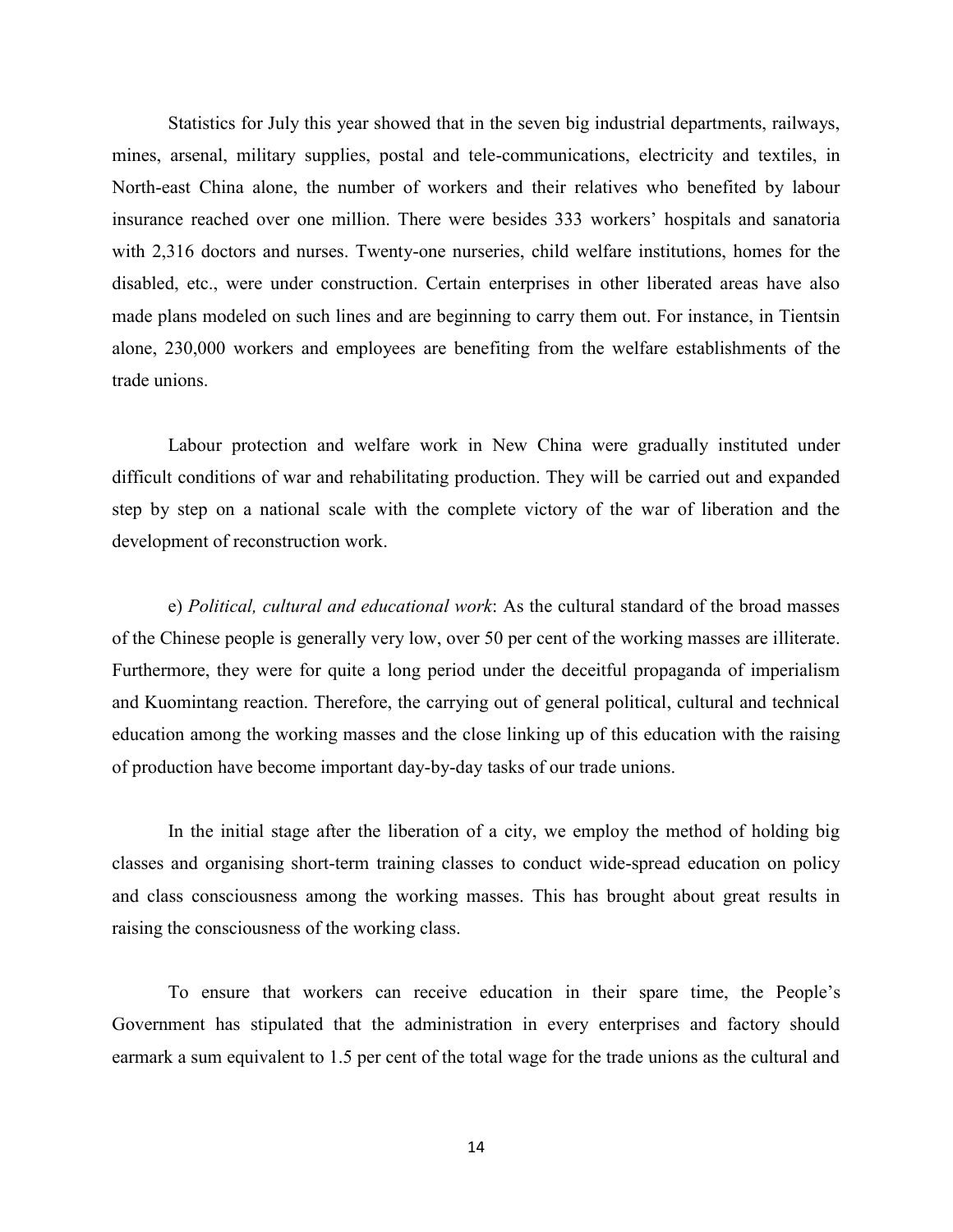Statistics for July this year showed that in the seven big industrial departments, railways, mines, arsenal, military supplies, postal and tele-communications, electricity and textiles, in North-east China alone, the number of workers and their relatives who benefited by labour insurance reached over one million. There were besides 333 workers' hospitals and sanatoria with 2,316 doctors and nurses. Twenty-one nurseries, child welfare institutions, homes for the disabled, etc., were under construction. Certain enterprises in other liberated areas have also made plans modeled on such lines and are beginning to carry them out. For instance, in Tientsin alone, 230,000 workers and employees are benefiting from the welfare establishments of the trade unions.

Labour protection and welfare work in New China were gradually instituted under difficult conditions of war and rehabilitating production. They will be carried out and expanded step by step on a national scale with the complete victory of the war of liberation and the development of reconstruction work.

e) *Political, cultural and educational work*: As the cultural standard of the broad masses of the Chinese people is generally very low, over 50 per cent of the working masses are illiterate. Furthermore, they were for quite a long period under the deceitful propaganda of imperialism and Kuomintang reaction. Therefore, the carrying out of general political, cultural and technical education among the working masses and the close linking up of this education with the raising of production have become important day-by-day tasks of our trade unions.

In the initial stage after the liberation of a city, we employ the method of holding big classes and organising short-term training classes to conduct wide-spread education on policy and class consciousness among the working masses. This has brought about great results in raising the consciousness of the working class.

To ensure that workers can receive education in their spare time, the People's Government has stipulated that the administration in every enterprises and factory should earmark a sum equivalent to 1.5 per cent of the total wage for the trade unions as the cultural and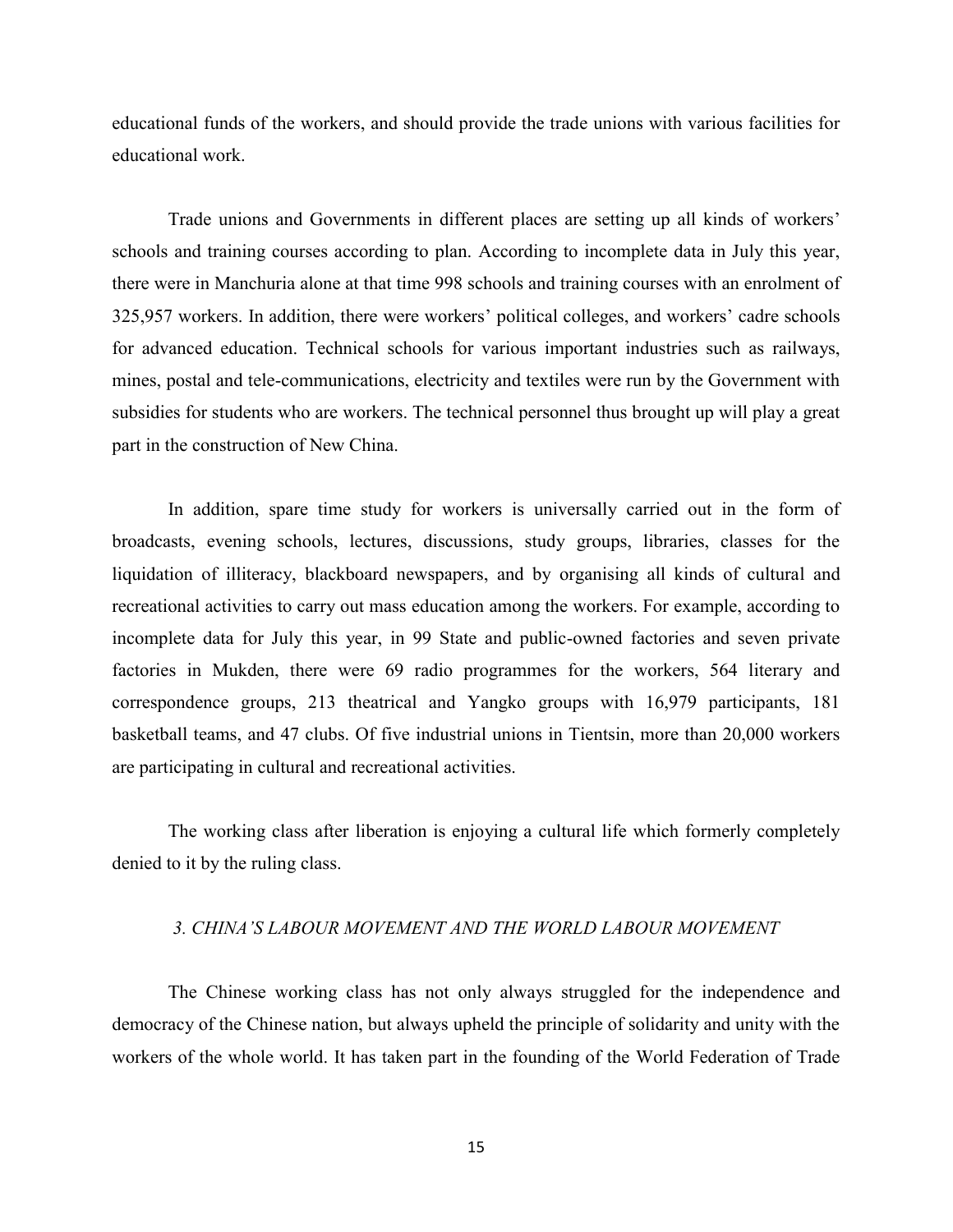educational funds of the workers, and should provide the trade unions with various facilities for educational work.

Trade unions and Governments in different places are setting up all kinds of workers' schools and training courses according to plan. According to incomplete data in July this year, there were in Manchuria alone at that time 998 schools and training courses with an enrolment of 325,957 workers. In addition, there were workers' political colleges, and workers' cadre schools for advanced education. Technical schools for various important industries such as railways, mines, postal and tele-communications, electricity and textiles were run by the Government with subsidies for students who are workers. The technical personnel thus brought up will play a great part in the construction of New China.

In addition, spare time study for workers is universally carried out in the form of broadcasts, evening schools, lectures, discussions, study groups, libraries, classes for the liquidation of illiteracy, blackboard newspapers, and by organising all kinds of cultural and recreational activities to carry out mass education among the workers. For example, according to incomplete data for July this year, in 99 State and public-owned factories and seven private factories in Mukden, there were 69 radio programmes for the workers, 564 literary and correspondence groups, 213 theatrical and Yangko groups with 16,979 participants, 181 basketball teams, and 47 clubs. Of five industrial unions in Tientsin, more than 20,000 workers are participating in cultural and recreational activities.

The working class after liberation is enjoying a cultural life which formerly completely denied to it by the ruling class.

### *3. CHINA'S LABOUR MOVEMENT AND THE WORLD LABOUR MOVEMENT*

The Chinese working class has not only always struggled for the independence and democracy of the Chinese nation, but always upheld the principle of solidarity and unity with the workers of the whole world. It has taken part in the founding of the World Federation of Trade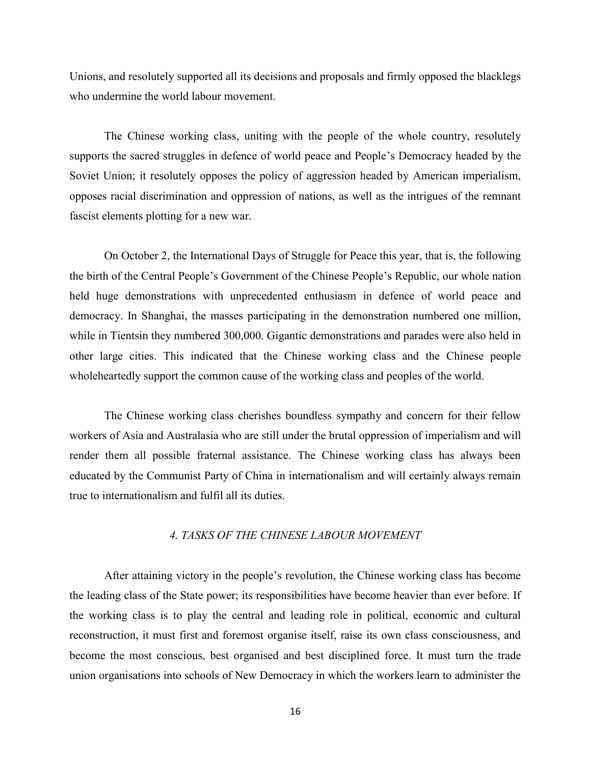Unions, and resolutely supported all its decisions and proposals and firmly opposed the blacklegs who undermine the world labour movement.

The Chinese working class, uniting with the people of the whole country, resolutely supports the sacred struggles in defence of world peace and People's Democracy headed by the Soviet Union; it resolutely opposes the policy of aggression headed by American imperialism, opposes racial discrimination and oppression of nations, as well as the intrigues of the remnant fascist elements plotting for a new war.

On October 2, the International Days of Struggle for Peace this year, that is, the following the birth of the Central People's Government of the Chinese People's Republic, our whole nation held huge demonstrations with unprecedented enthusiasm in defence of world peace and democracy. In Shanghai, the masses participating in the demonstration numbered one million, while in Tientsin they numbered 300,000. Gigantic demonstrations and parades were also held in other large cities. This indicated that the Chinese working class and the Chinese people wholeheartedly support the common cause of the working class and peoples of the world.

The Chinese working class cherishes boundless sympathy and concern for their fellow workers of Asia and Australasia who are still under the brutal oppression of imperialism and will render them all possible fraternal assistance. The Chinese working class has always been educated by the Communist Party of China in internationalism and will certainly always remain true to internationalism and fulfil all its duties.

### *4. TASKS OF THE CHINESE LABOUR MOVEMENT*

After attaining victory in the people's revolution, the Chinese working class has become the leading class of the State power; its responsibilities have become heavier than ever before. If the working class is to play the central and leading role in political, economic and cultural reconstruction, it must first and foremost organise itself, raise its own class consciousness, and become the most conscious, best organised and best disciplined force. It must turn the trade union organisations into schools of New Democracy in which the workers learn to administer the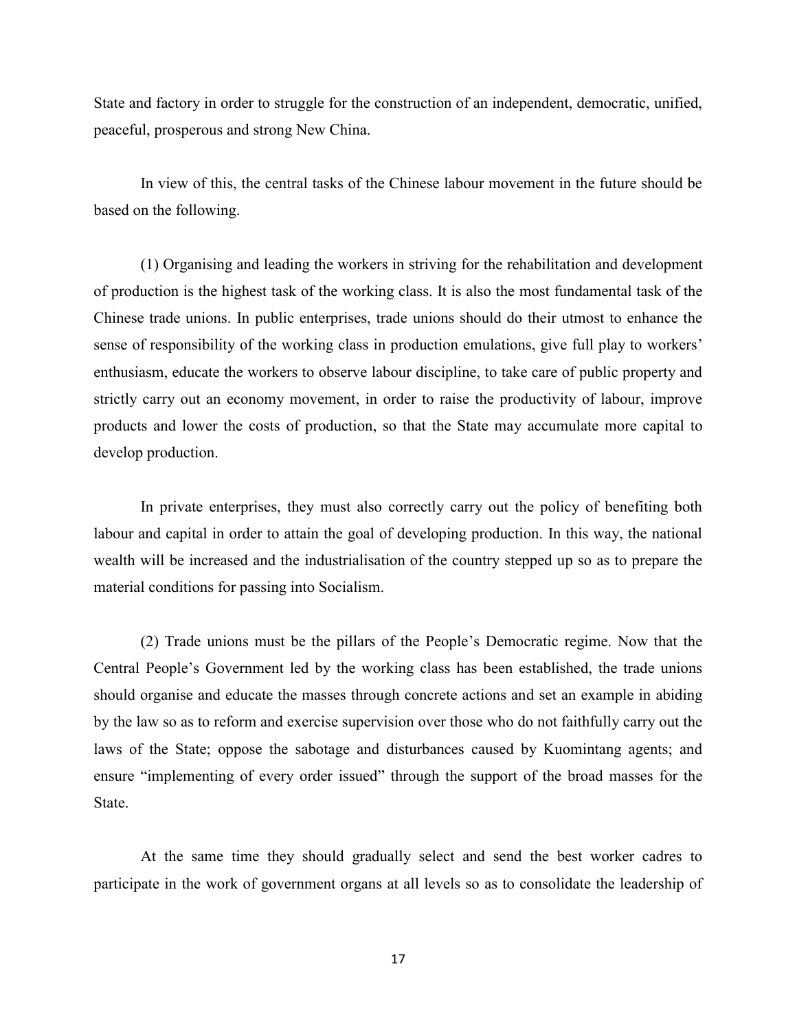State and factory in order to struggle for the construction of an independent, democratic, unified, peaceful, prosperous and strong New China.

In view of this, the central tasks of the Chinese labour movement in the future should be based on the following.

(1) Organising and leading the workers in striving for the rehabilitation and development of production is the highest task of the working class. It is also the most fundamental task of the Chinese trade unions. In public enterprises, trade unions should do their utmost to enhance the sense of responsibility of the working class in production emulations, give full play to workers' enthusiasm, educate the workers to observe labour discipline, to take care of public property and strictly carry out an economy movement, in order to raise the productivity of labour, improve products and lower the costs of production, so that the State may accumulate more capital to develop production.

In private enterprises, they must also correctly carry out the policy of benefiting both labour and capital in order to attain the goal of developing production. In this way, the national wealth will be increased and the industrialisation of the country stepped up so as to prepare the material conditions for passing into Socialism.

(2) Trade unions must be the pillars of the People's Democratic regime. Now that the Central People's Government led by the working class has been established, the trade unions should organise and educate the masses through concrete actions and set an example in abiding by the law so as to reform and exercise supervision over those who do not faithfully carry out the laws of the State; oppose the sabotage and disturbances caused by Kuomintang agents; and ensure "implementing of every order issued" through the support of the broad masses for the State.

At the same time they should gradually select and send the best worker cadres to participate in the work of government organs at all levels so as to consolidate the leadership of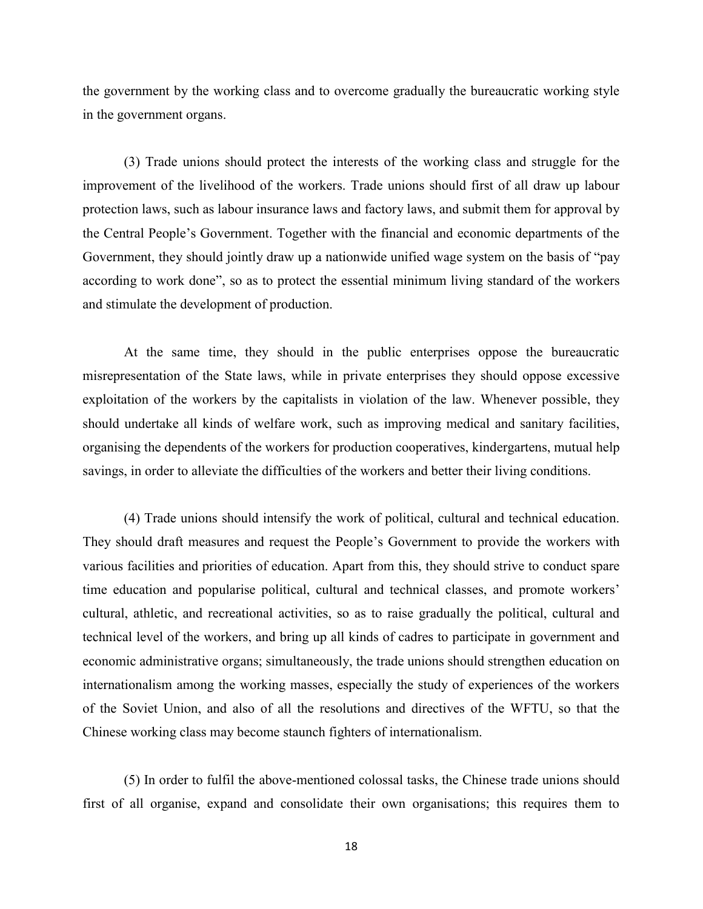the government by the working class and to overcome gradually the bureaucratic working style in the government organs.

(3) Trade unions should protect the interests of the working class and struggle for the improvement of the livelihood of the workers. Trade unions should first of all draw up labour protection laws, such as labour insurance laws and factory laws, and submit them for approval by the Central People's Government. Together with the financial and economic departments of the Government, they should jointly draw up a nationwide unified wage system on the basis of "pay according to work done", so as to protect the essential minimum living standard of the workers and stimulate the development of production.

At the same time, they should in the public enterprises oppose the bureaucratic misrepresentation of the State laws, while in private enterprises they should oppose excessive exploitation of the workers by the capitalists in violation of the law. Whenever possible, they should undertake all kinds of welfare work, such as improving medical and sanitary facilities, organising the dependents of the workers for production cooperatives, kindergartens, mutual help savings, in order to alleviate the difficulties of the workers and better their living conditions.

(4) Trade unions should intensify the work of political, cultural and technical education. They should draft measures and request the People's Government to provide the workers with various facilities and priorities of education. Apart from this, they should strive to conduct spare time education and popularise political, cultural and technical classes, and promote workers' cultural, athletic, and recreational activities, so as to raise gradually the political, cultural and technical level of the workers, and bring up all kinds of cadres to participate in government and economic administrative organs; simultaneously, the trade unions should strengthen education on internationalism among the working masses, especially the study of experiences of the workers of the Soviet Union, and also of all the resolutions and directives of the WFTU, so that the Chinese working class may become staunch fighters of internationalism.

(5) In order to fulfil the above-mentioned colossal tasks, the Chinese trade unions should first of all organise, expand and consolidate their own organisations; this requires them to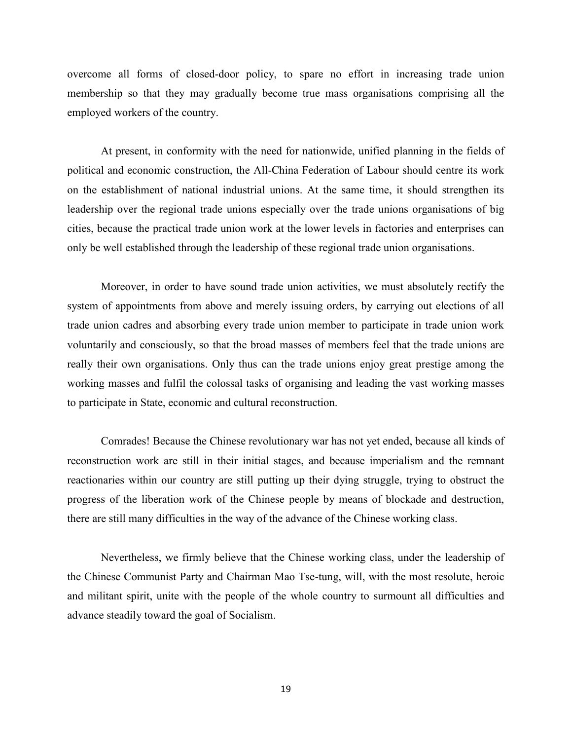overcome all forms of closed-door policy, to spare no effort in increasing trade union membership so that they may gradually become true mass organisations comprising all the employed workers of the country.

At present, in conformity with the need for nationwide, unified planning in the fields of political and economic construction, the All-China Federation of Labour should centre its work on the establishment of national industrial unions. At the same time, it should strengthen its leadership over the regional trade unions especially over the trade unions organisations of big cities, because the practical trade union work at the lower levels in factories and enterprises can only be well established through the leadership of these regional trade union organisations.

Moreover, in order to have sound trade union activities, we must absolutely rectify the system of appointments from above and merely issuing orders, by carrying out elections of all trade union cadres and absorbing every trade union member to participate in trade union work voluntarily and consciously, so that the broad masses of members feel that the trade unions are really their own organisations. Only thus can the trade unions enjoy great prestige among the working masses and fulfil the colossal tasks of organising and leading the vast working masses to participate in State, economic and cultural reconstruction.

Comrades! Because the Chinese revolutionary war has not yet ended, because all kinds of reconstruction work are still in their initial stages, and because imperialism and the remnant reactionaries within our country are still putting up their dying struggle, trying to obstruct the progress of the liberation work of the Chinese people by means of blockade and destruction, there are still many difficulties in the way of the advance of the Chinese working class.

Nevertheless, we firmly believe that the Chinese working class, under the leadership of the Chinese Communist Party and Chairman Mao Tse-tung, will, with the most resolute, heroic and militant spirit, unite with the people of the whole country to surmount all difficulties and advance steadily toward the goal of Socialism.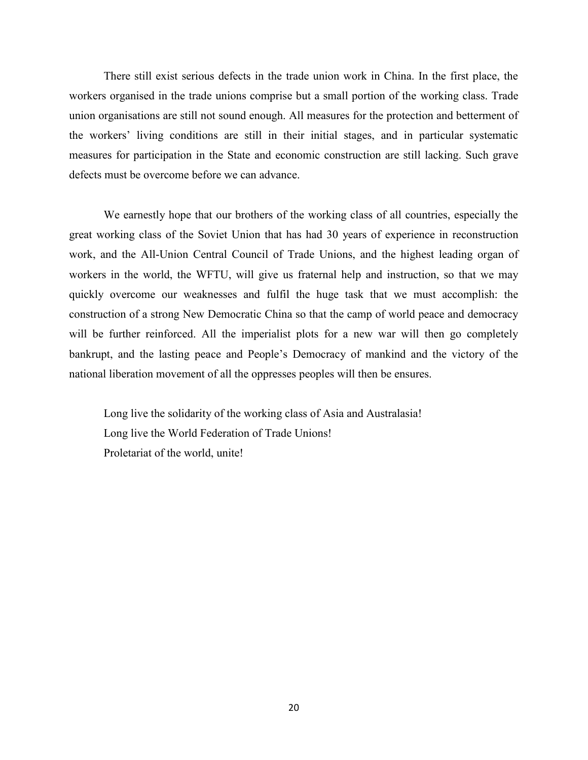There still exist serious defects in the trade union work in China. In the first place, the workers organised in the trade unions comprise but a small portion of the working class. Trade union organisations are still not sound enough. All measures for the protection and betterment of the workers' living conditions are still in their initial stages, and in particular systematic measures for participation in the State and economic construction are still lacking. Such grave defects must be overcome before we can advance.

We earnestly hope that our brothers of the working class of all countries, especially the great working class of the Soviet Union that has had 30 years of experience in reconstruction work, and the All-Union Central Council of Trade Unions, and the highest leading organ of workers in the world, the WFTU, will give us fraternal help and instruction, so that we may quickly overcome our weaknesses and fulfil the huge task that we must accomplish: the construction of a strong New Democratic China so that the camp of world peace and democracy will be further reinforced. All the imperialist plots for a new war will then go completely bankrupt, and the lasting peace and People's Democracy of mankind and the victory of the national liberation movement of all the oppresses peoples will then be ensures.

Long live the solidarity of the working class of Asia and Australasia!
Long live the World Federation of Trade Unions!
Proletariat of the world, unite!